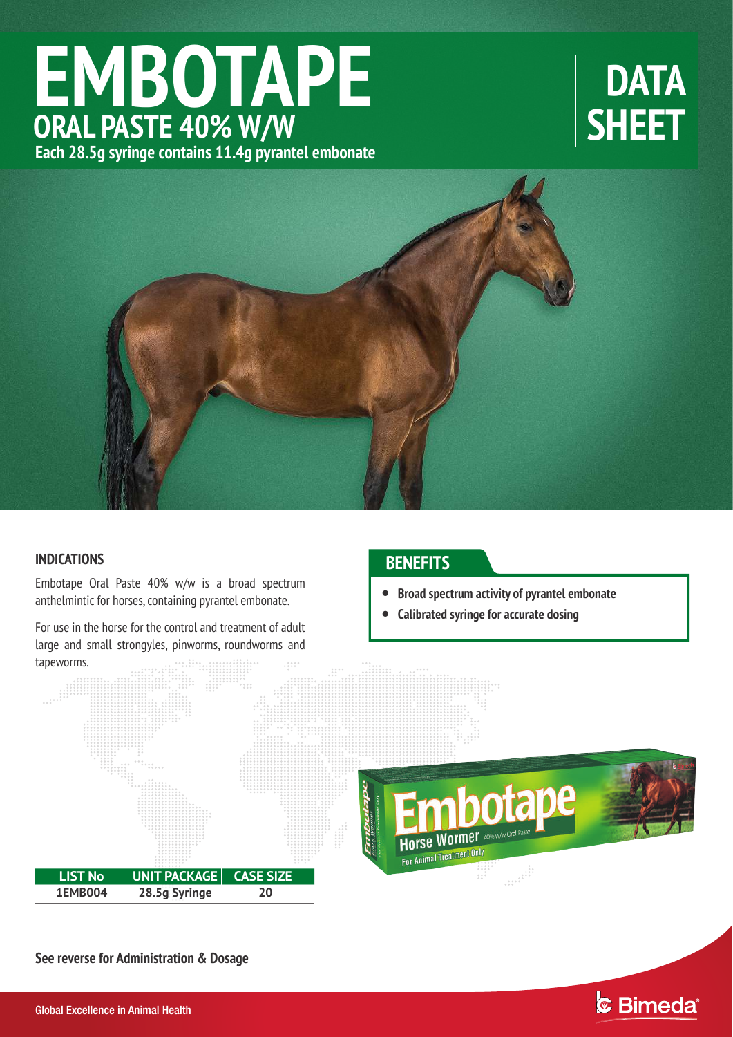# EMBOTAPE

## ORAL PASTE 40% W/W

**Each 28.5g syringe contains 11.4g pyrantel embonate**

# DATA SHEET

## INDICATIONS

Embotape Oral Paste 40% w/w is a broad spectrum anthelmintic for horses, containing pyrantel embonate.

For use in the horse for the control and treatment of adult large and small strongyles, pinworms, roundworms and tapeworms.

## BENEFITS

- **Broad spectrum activity of pyrantel embonate**
- **Calibrated syringe for accurate dosing**

| LIST No | UNIT PACKAGE | CASE SIZE |
| --- | --- | --- |
| 1EMB004 | 28.5g Syringe | 20 |

**See reverse for Administration & Dosage**

Global Excellence in Animal Health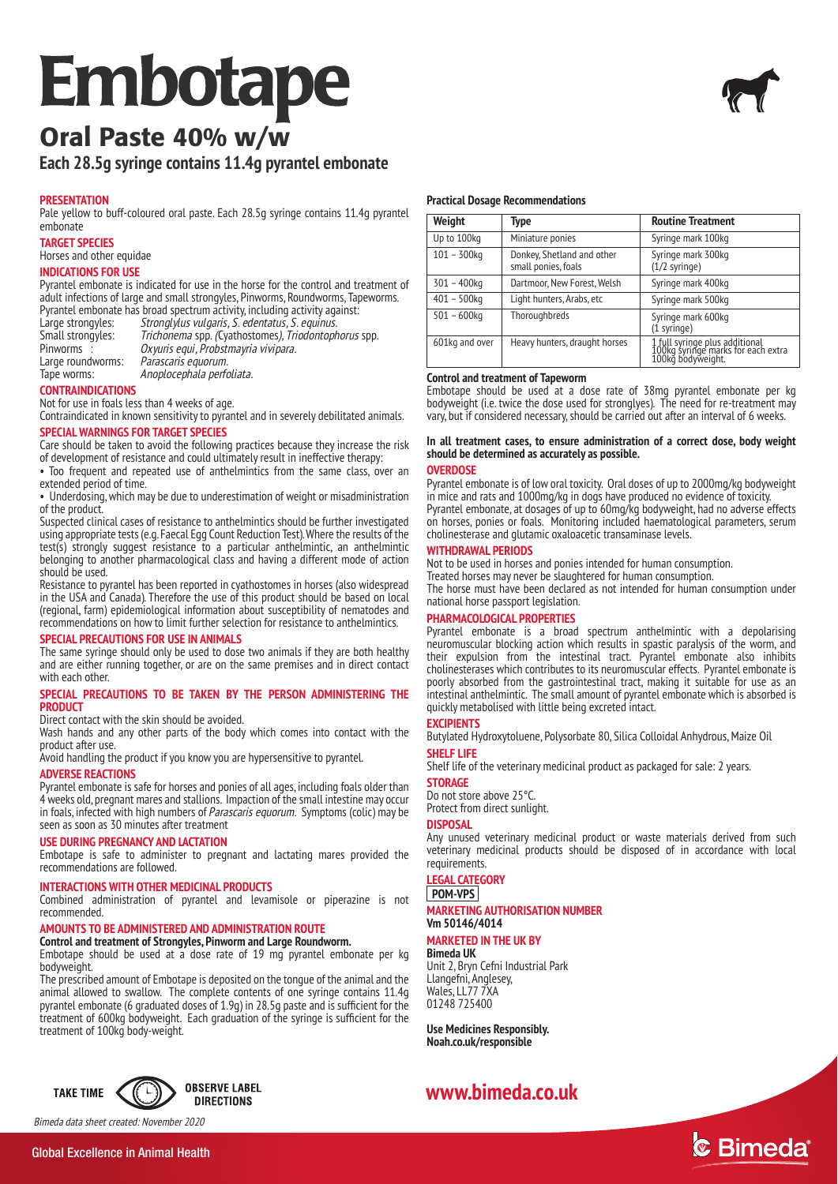# Embotape

## Oral Paste 40% w/w

### Each 28.5g syringe contains 11.4g pyrantel embonate

**PRESENTATION**

Pale yellow to buff-coloured oral paste. Each 28.5g syringe contains 11.4g pyrantel embonate

**TARGET SPECIES**

Horses and other equidae

**INDICATIONS FOR USE**

Pyrantel embonate is indicated for use in the horse for the control and treatment of adult infections of large and small strongyles, Pinworms, Roundworms, Tapeworms.
Pyrantel embonate has broad spectrum activity, including activity against:

Large strongyles: *Stronglylus vulgaris, S. edentatus, S. equinus.*
Small strongyles: *Trichonema* spp. *(*Cyathostomes*), Triodontophorus* spp.
Pinworms : *Oxyuris equi, Probstmayria vivipara.*
Large roundworms: *Parascaris equorum.*
Tape worms: *Anoplocephala perfoliata.*

**CONTRAINDICATIONS**

Not for use in foals less than 4 weeks of age.
Contraindicated in known sensitivity to pyrantel and in severely debilitated animals.

**SPECIAL WARNINGS FOR TARGET SPECIES**

Care should be taken to avoid the following practices because they increase the risk of development of resistance and could ultimately result in ineffective therapy:

• Too frequent and repeated use of anthelmintics from the same class, over an extended period of time.

• Underdosing, which may be due to underestimation of weight or misadministration of the product.

Suspected clinical cases of resistance to anthelmintics should be further investigated using appropriate tests (e.g. Faecal Egg Count Reduction Test). Where the results of the test(s) strongly suggest resistance to a particular anthelmintic, an anthelmintic belonging to another pharmacological class and having a different mode of action should be used.

Resistance to pyrantel has been reported in cyathostomes in horses (also widespread in the USA and Canada). Therefore the use of this product should be based on local (regional, farm) epidemiological information about susceptibility of nematodes and recommendations on how to limit further selection for resistance to anthelmintics.

**SPECIAL PRECAUTIONS FOR USE IN ANIMALS**

The same syringe should only be used to dose two animals if they are both healthy and are either running together, or are on the same premises and in direct contact with each other.

**SPECIAL PRECAUTIONS TO BE TAKEN BY THE PERSON ADMINISTERING THE PRODUCT**

Direct contact with the skin should be avoided.
Wash hands and any other parts of the body which comes into contact with the product after use.
Avoid handling the product if you know you are hypersensitive to pyrantel.

**ADVERSE REACTIONS**

Pyrantel embonate is safe for horses and ponies of all ages, including foals older than 4 weeks old, pregnant mares and stallions. Impaction of the small intestine may occur in foals, infected with high numbers of *Parascaris equorum*. Symptoms (colic) may be seen as soon as 30 minutes after treatment

**USE DURING PREGNANCY AND LACTATION**

Embotape is safe to administer to pregnant and lactating mares provided the recommendations are followed.

**INTERACTIONS WITH OTHER MEDICINAL PRODUCTS**

Combined administration of pyrantel and levamisole or piperazine is not recommended.

**AMOUNTS TO BE ADMINISTERED AND ADMINISTRATION ROUTE**

**Control and treatment of Strongyles, Pinworm and Large Roundworm.**

Embotape should be used at a dose rate of 19 mg pyrantel embonate per kg bodyweight.

The prescribed amount of Embotape is deposited on the tongue of the animal and the animal allowed to swallow. The complete contents of one syringe contains 11.4g pyrantel embonate (6 graduated doses of 1.9g) in 28.5g paste and is sufficient for the treatment of 600kg bodyweight. Each graduation of the syringe is sufficient for the treatment of 100kg body-weight.

**Practical Dosage Recommendations**

| Weight | Type | Routine Treatment |
|---|---|---|
| Up to 100kg | Miniature ponies | Syringe mark 100kg |
| 101 – 300kg | Donkey, Shetland and other small ponies, foals | Syringe mark 300kg (1/2 syringe) |
| 301 – 400kg | Dartmoor, New Forest, Welsh | Syringe mark 400kg |
| 401 – 500kg | Light hunters, Arabs, etc | Syringe mark 500kg |
| 501 – 600kg | Thoroughbreds | Syringe mark 600kg (1 syringe) |
| 601kg and over | Heavy hunters, draught horses | 1 full syringe plus additional 100kg syringe marks for each extra 100kg bodyweight. |

**Control and treatment of Tapeworm**

Embotape should be used at a dose rate of 38mg pyrantel embonate per kg bodyweight (i.e. twice the dose used for stronglyes). The need for re-treatment may vary, but if considered necessary, should be carried out after an interval of 6 weeks.

**In all treatment cases, to ensure administration of a correct dose, body weight should be determined as accurately as possible.**

**OVERDOSE**

Pyrantel embonate is of low oral toxicity. Oral doses of up to 2000mg/kg bodyweight in mice and rats and 1000mg/kg in dogs have produced no evidence of toxicity.
Pyrantel embonate, at dosages of up to 60mg/kg bodyweight, had no adverse effects on horses, ponies or foals. Monitoring included haematological parameters, serum cholinesterase and glutamic oxaloacetic transaminase levels.

**WITHDRAWAL PERIODS**

Not to be used in horses and ponies intended for human consumption.
Treated horses may never be slaughtered for human consumption.
The horse must have been declared as not intended for human consumption under national horse passport legislation.

**PHARMACOLOGICAL PROPERTIES**

Pyrantel embonate is a broad spectrum anthelmintic with a depolarising neuromuscular blocking action which results in spastic paralysis of the worm, and their expulsion from the intestinal tract. Pyrantel embonate also inhibits cholinesterases which contributes to its neuromuscular effects. Pyrantel embonate is poorly absorbed from the gastrointestinal tract, making it suitable for use as an intestinal anthelmintic. The small amount of pyrantel embonate which is absorbed is quickly metabolised with little being excreted intact.

**EXCIPIENTS**

Butylated Hydroxytoluene, Polysorbate 80, Silica Colloidal Anhydrous, Maize Oil

**SHELF LIFE**

Shelf life of the veterinary medicinal product as packaged for sale: 2 years.

**STORAGE**

Do not store above 25°C.
Protect from direct sunlight.

**DISPOSAL**

Any unused veterinary medicinal product or waste materials derived from such veterinary medicinal products should be disposed of in accordance with local requirements.

**LEGAL CATEGORY**

POM-VPS

**MARKETING AUTHORISATION NUMBER**

**Vm 50146/4014**

**MARKETED IN THE UK BY**

**Bimeda UK**
Unit 2, Bryn Cefni Industrial Park
Llangefni, Anglesey,
Wales, LL77 7XA
01248 725400

**Use Medicines Responsibly.**
**Noah.co.uk/responsible**

TAKE TIME OBSERVE LABEL DIRECTIONS

**www.bimeda.co.uk**

*Bimeda data sheet created: November 2020*

Global Excellence in Animal Health

Bimeda